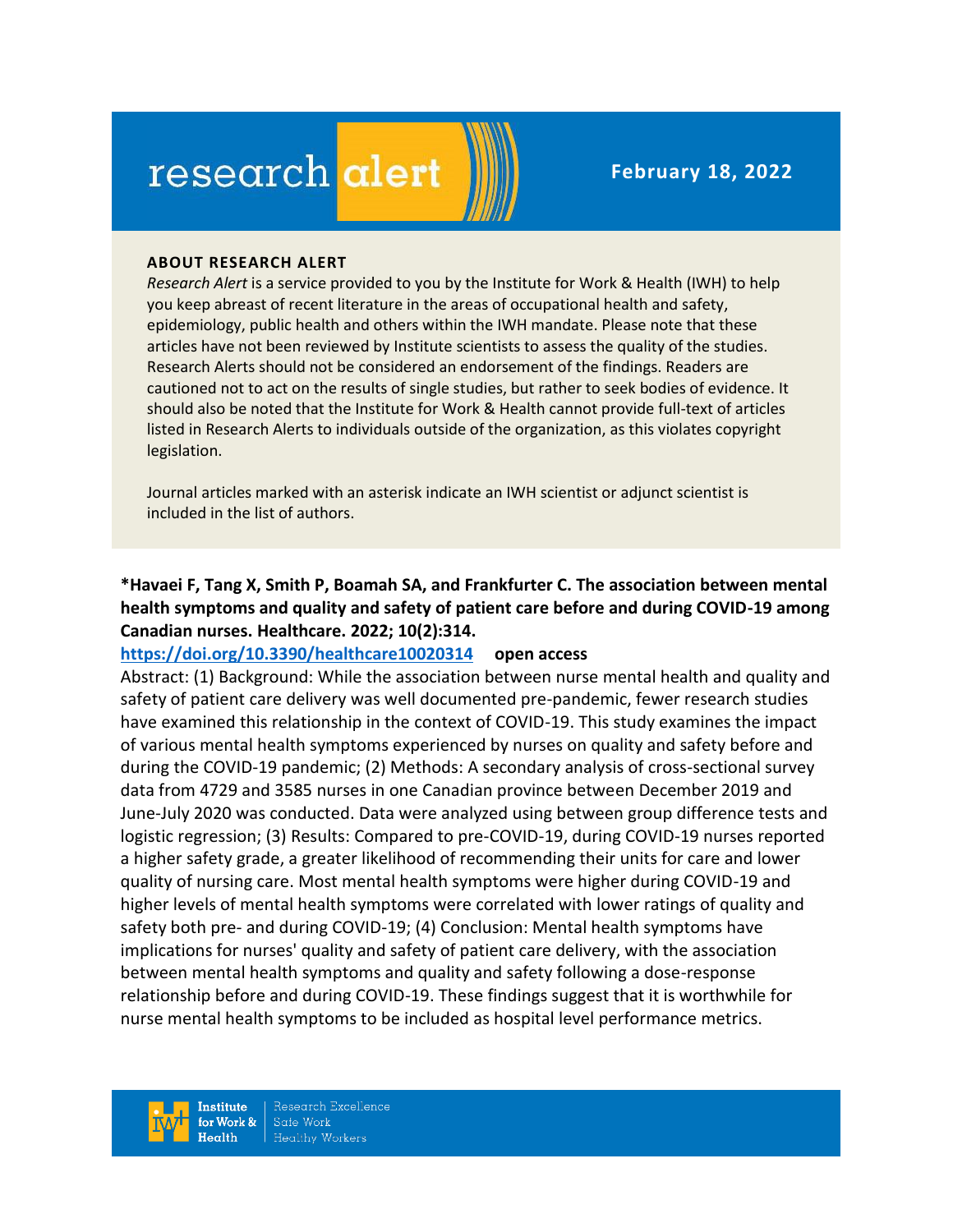# research alert

**February 18, 2022**

**ABOUT RESEARCH ALERT**

*Research Alert* is a service provided to you by the Institute for Work & Health (IWH) to help you keep abreast of recent literature in the areas of occupational health and safety, epidemiology, public health and others within the IWH mandate. Please note that these articles have not been reviewed by Institute scientists to assess the quality of the studies. Research Alerts should not be considered an endorsement of the findings. Readers are cautioned not to act on the results of single studies, but rather to seek bodies of evidence. It should also be noted that the Institute for Work & Health cannot provide full-text of articles listed in Research Alerts to individuals outside of the organization, as this violates copyright legislation.

Journal articles marked with an asterisk indicate an IWH scientist or adjunct scientist is included in the list of authors.

**\*Havaei F, Tang X, Smith P, Boamah SA, and Frankfurter C. The association between mental health symptoms and quality and safety of patient care before and during COVID-19 among Canadian nurses. Healthcare. 2022; 10(2):314.**

[https://doi.org/10.3390/healthcare10020314](https://doi.org/10.3390/healthcare10020314) **open access**

Abstract: (1) Background: While the association between nurse mental health and quality and safety of patient care delivery was well documented pre-pandemic, fewer research studies have examined this relationship in the context of COVID-19. This study examines the impact of various mental health symptoms experienced by nurses on quality and safety before and during the COVID-19 pandemic; (2) Methods: A secondary analysis of cross-sectional survey data from 4729 and 3585 nurses in one Canadian province between December 2019 and June-July 2020 was conducted. Data were analyzed using between group difference tests and logistic regression; (3) Results: Compared to pre-COVID-19, during COVID-19 nurses reported a higher safety grade, a greater likelihood of recommending their units for care and lower quality of nursing care. Most mental health symptoms were higher during COVID-19 and higher levels of mental health symptoms were correlated with lower ratings of quality and safety both pre- and during COVID-19; (4) Conclusion: Mental health symptoms have implications for nurses' quality and safety of patient care delivery, with the association between mental health symptoms and quality and safety following a dose-response relationship before and during COVID-19. These findings suggest that it is worthwhile for nurse mental health symptoms to be included as hospital level performance metrics.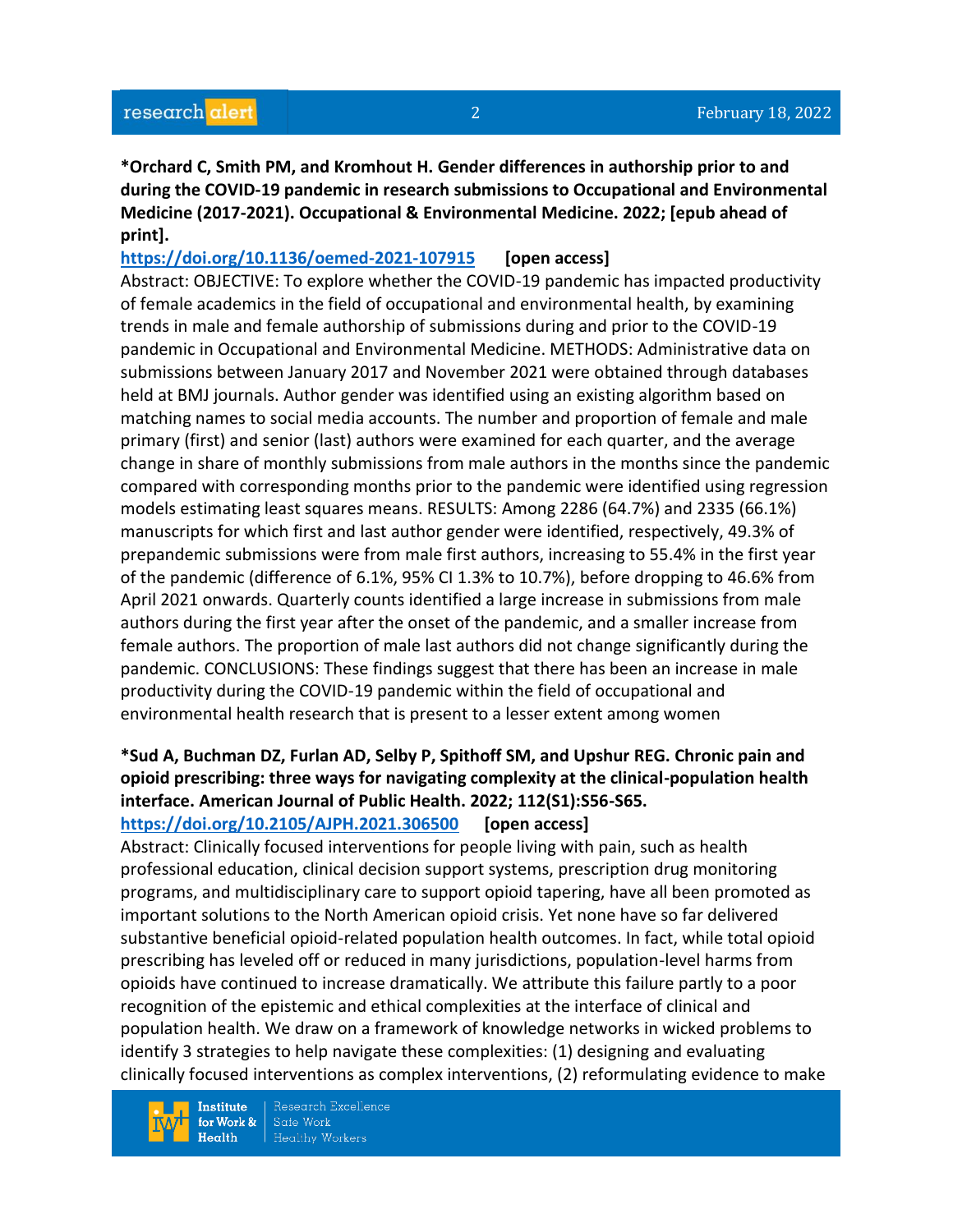**\*Orchard C, Smith PM, and Kromhout H. Gender differences in authorship prior to and during the COVID-19 pandemic in research submissions to Occupational and Environmental Medicine (2017-2021). Occupational & Environmental Medicine. 2022; [epub ahead of print].**

https://doi.org/10.1136/oemed-2021-107915 **[open access]**

Abstract: OBJECTIVE: To explore whether the COVID-19 pandemic has impacted productivity of female academics in the field of occupational and environmental health, by examining trends in male and female authorship of submissions during and prior to the COVID-19 pandemic in Occupational and Environmental Medicine. METHODS: Administrative data on submissions between January 2017 and November 2021 were obtained through databases held at BMJ journals. Author gender was identified using an existing algorithm based on matching names to social media accounts. The number and proportion of female and male primary (first) and senior (last) authors were examined for each quarter, and the average change in share of monthly submissions from male authors in the months since the pandemic compared with corresponding months prior to the pandemic were identified using regression models estimating least squares means. RESULTS: Among 2286 (64.7%) and 2335 (66.1%) manuscripts for which first and last author gender were identified, respectively, 49.3% of prepandemic submissions were from male first authors, increasing to 55.4% in the first year of the pandemic (difference of 6.1%, 95% CI 1.3% to 10.7%), before dropping to 46.6% from April 2021 onwards. Quarterly counts identified a large increase in submissions from male authors during the first year after the onset of the pandemic, and a smaller increase from female authors. The proportion of male last authors did not change significantly during the pandemic. CONCLUSIONS: These findings suggest that there has been an increase in male productivity during the COVID-19 pandemic within the field of occupational and environmental health research that is present to a lesser extent among women

**\*Sud A, Buchman DZ, Furlan AD, Selby P, Spithoff SM, and Upshur REG. Chronic pain and opioid prescribing: three ways for navigating complexity at the clinical-population health interface. American Journal of Public Health. 2022; 112(S1):S56-S65.**

https://doi.org/10.2105/AJPH.2021.306500 **[open access]**

Abstract: Clinically focused interventions for people living with pain, such as health professional education, clinical decision support systems, prescription drug monitoring programs, and multidisciplinary care to support opioid tapering, have all been promoted as important solutions to the North American opioid crisis. Yet none have so far delivered substantive beneficial opioid-related population health outcomes. In fact, while total opioid prescribing has leveled off or reduced in many jurisdictions, population-level harms from opioids have continued to increase dramatically. We attribute this failure partly to a poor recognition of the epistemic and ethical complexities at the interface of clinical and population health. We draw on a framework of knowledge networks in wicked problems to identify 3 strategies to help navigate these complexities: (1) designing and evaluating clinically focused interventions as complex interventions, (2) reformulating evidence to make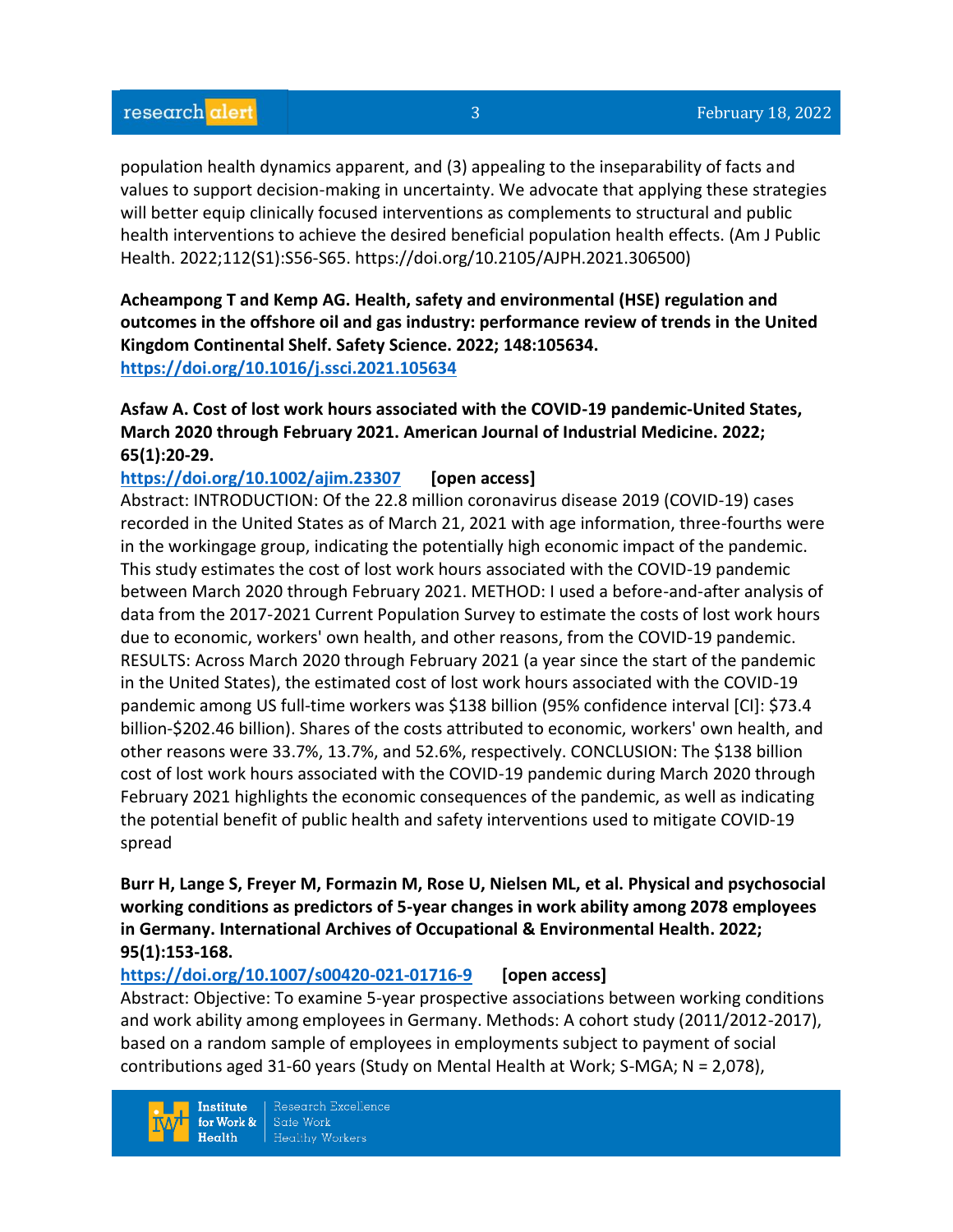population health dynamics apparent, and (3) appealing to the inseparability of facts and values to support decision-making in uncertainty. We advocate that applying these strategies will better equip clinically focused interventions as complements to structural and public health interventions to achieve the desired beneficial population health effects. (Am J Public Health. 2022;112(S1):S56-S65. https://doi.org/10.2105/AJPH.2021.306500)

**Acheampong T and Kemp AG. Health, safety and environmental (HSE) regulation and outcomes in the offshore oil and gas industry: performance review of trends in the United Kingdom Continental Shelf. Safety Science. 2022; 148:105634.**
**https://doi.org/10.1016/j.ssci.2021.105634**

**Asfaw A. Cost of lost work hours associated with the COVID-19 pandemic-United States, March 2020 through February 2021. American Journal of Industrial Medicine. 2022; 65(1):20-29.**
**https://doi.org/10.1002/ajim.23307 [open access]**
Abstract: INTRODUCTION: Of the 22.8 million coronavirus disease 2019 (COVID-19) cases recorded in the United States as of March 21, 2021 with age information, three-fourths were in the workingage group, indicating the potentially high economic impact of the pandemic. This study estimates the cost of lost work hours associated with the COVID-19 pandemic between March 2020 through February 2021. METHOD: I used a before-and-after analysis of data from the 2017-2021 Current Population Survey to estimate the costs of lost work hours due to economic, workers' own health, and other reasons, from the COVID-19 pandemic. RESULTS: Across March 2020 through February 2021 (a year since the start of the pandemic in the United States), the estimated cost of lost work hours associated with the COVID-19 pandemic among US full-time workers was $138 billion (95% confidence interval [CI]: $73.4 billion-$202.46 billion). Shares of the costs attributed to economic, workers' own health, and other reasons were 33.7%, 13.7%, and 52.6%, respectively. CONCLUSION: The $138 billion cost of lost work hours associated with the COVID-19 pandemic during March 2020 through February 2021 highlights the economic consequences of the pandemic, as well as indicating the potential benefit of public health and safety interventions used to mitigate COVID-19 spread

**Burr H, Lange S, Freyer M, Formazin M, Rose U, Nielsen ML, et al. Physical and psychosocial working conditions as predictors of 5-year changes in work ability among 2078 employees in Germany. International Archives of Occupational & Environmental Health. 2022; 95(1):153-168.**
**https://doi.org/10.1007/s00420-021-01716-9 [open access]**
Abstract: Objective: To examine 5-year prospective associations between working conditions and work ability among employees in Germany. Methods: A cohort study (2011/2012-2017), based on a random sample of employees in employments subject to payment of social contributions aged 31-60 years (Study on Mental Health at Work; S-MGA; N = 2,078),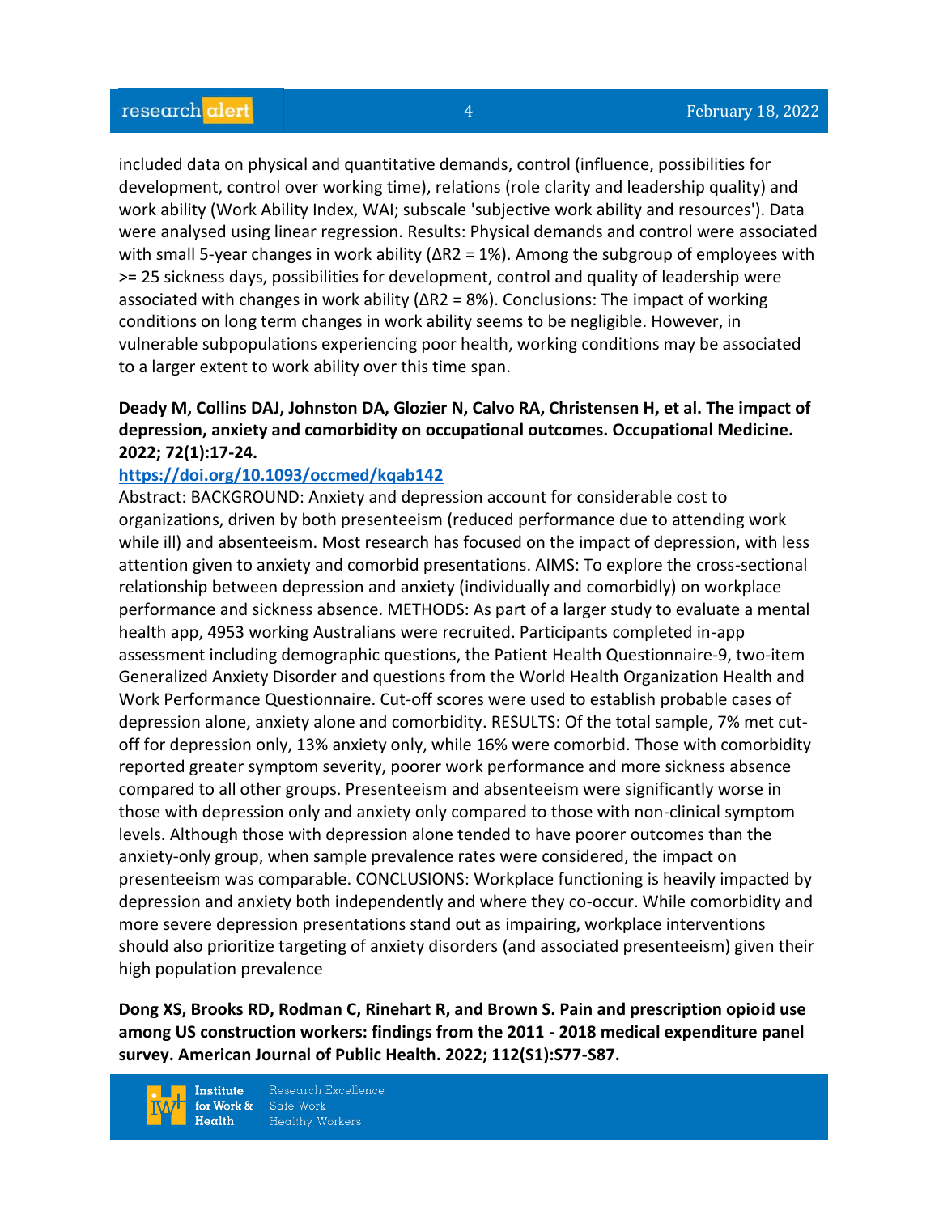included data on physical and quantitative demands, control (influence, possibilities for development, control over working time), relations (role clarity and leadership quality) and work ability (Work Ability Index, WAI; subscale 'subjective work ability and resources'). Data were analysed using linear regression. Results: Physical demands and control were associated with small 5-year changes in work ability ($\Delta R^2 = 1\%$). Among the subgroup of employees with >= 25 sickness days, possibilities for development, control and quality of leadership were associated with changes in work ability ($\Delta R^2 = 8\%$). Conclusions: The impact of working conditions on long term changes in work ability seems to be negligible. However, in vulnerable subpopulations experiencing poor health, working conditions may be associated to a larger extent to work ability over this time span.

**Deady M, Collins DAJ, Johnston DA, Glozier N, Calvo RA, Christensen H, et al. The impact of depression, anxiety and comorbidity on occupational outcomes. Occupational Medicine. 2022; 72(1):17-24.**

**https://doi.org/10.1093/occmed/kqab142**

Abstract: BACKGROUND: Anxiety and depression account for considerable cost to organizations, driven by both presenteeism (reduced performance due to attending work while ill) and absenteeism. Most research has focused on the impact of depression, with less attention given to anxiety and comorbid presentations. AIMS: To explore the cross-sectional relationship between depression and anxiety (individually and comorbidly) on workplace performance and sickness absence. METHODS: As part of a larger study to evaluate a mental health app, 4953 working Australians were recruited. Participants completed in-app assessment including demographic questions, the Patient Health Questionnaire-9, two-item Generalized Anxiety Disorder and questions from the World Health Organization Health and Work Performance Questionnaire. Cut-off scores were used to establish probable cases of depression alone, anxiety alone and comorbidity. RESULTS: Of the total sample, 7% met cut-off for depression only, 13% anxiety only, while 16% were comorbid. Those with comorbidity reported greater symptom severity, poorer work performance and more sickness absence compared to all other groups. Presenteeism and absenteeism were significantly worse in those with depression only and anxiety only compared to those with non-clinical symptom levels. Although those with depression alone tended to have poorer outcomes than the anxiety-only group, when sample prevalence rates were considered, the impact on presenteeism was comparable. CONCLUSIONS: Workplace functioning is heavily impacted by depression and anxiety both independently and where they co-occur. While comorbidity and more severe depression presentations stand out as impairing, workplace interventions should also prioritize targeting of anxiety disorders (and associated presenteeism) given their high population prevalence

**Dong XS, Brooks RD, Rodman C, Rinehart R, and Brown S. Pain and prescription opioid use among US construction workers: findings from the 2011 - 2018 medical expenditure panel survey. American Journal of Public Health. 2022; 112(S1):S77-S87.**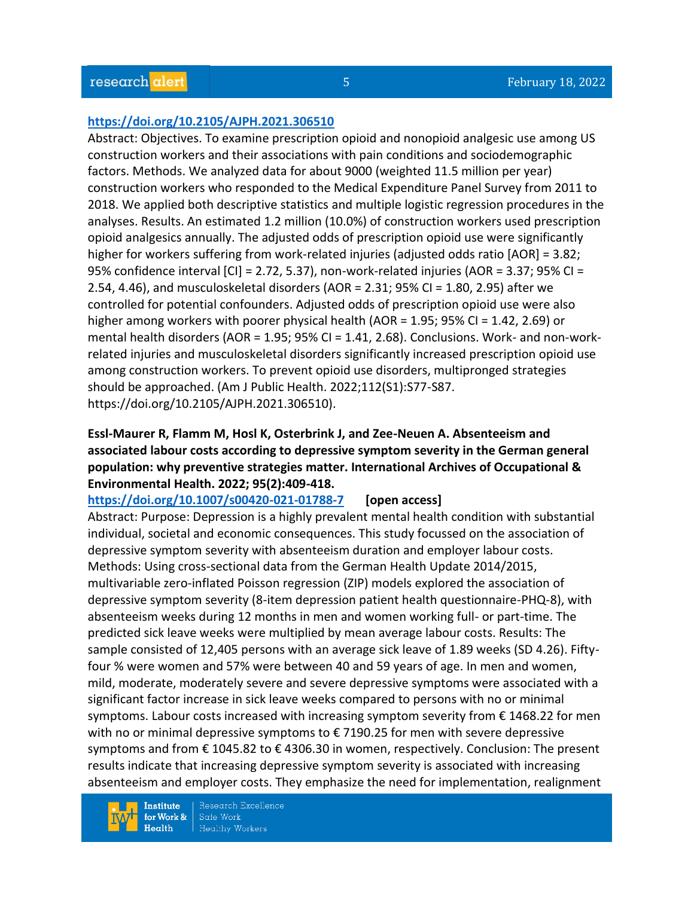https://doi.org/10.2105/AJPH.2021.306510

Abstract: Objectives. To examine prescription opioid and nonopioid analgesic use among US construction workers and their associations with pain conditions and sociodemographic factors. Methods. We analyzed data for about 9000 (weighted 11.5 million per year) construction workers who responded to the Medical Expenditure Panel Survey from 2011 to 2018. We applied both descriptive statistics and multiple logistic regression procedures in the analyses. Results. An estimated 1.2 million (10.0%) of construction workers used prescription opioid analgesics annually. The adjusted odds of prescription opioid use were significantly higher for workers suffering from work-related injuries (adjusted odds ratio [AOR] = 3.82; 95% confidence interval [CI] = 2.72, 5.37), non-work-related injuries (AOR = 3.37; 95% CI = 2.54, 4.46), and musculoskeletal disorders (AOR = 2.31; 95% CI = 1.80, 2.95) after we controlled for potential confounders. Adjusted odds of prescription opioid use were also higher among workers with poorer physical health (AOR = 1.95; 95% CI = 1.42, 2.69) or mental health disorders (AOR = 1.95; 95% CI = 1.41, 2.68). Conclusions. Work- and non-work-related injuries and musculoskeletal disorders significantly increased prescription opioid use among construction workers. To prevent opioid use disorders, multipronged strategies should be approached. (Am J Public Health. 2022;112(S1):S77-S87. https://doi.org/10.2105/AJPH.2021.306510).

**Essl-Maurer R, Flamm M, Hosl K, Osterbrink J, and Zee-Neuen A. Absenteeism and associated labour costs according to depressive symptom severity in the German general population: why preventive strategies matter. International Archives of Occupational & Environmental Health. 2022; 95(2):409-418.**

https://doi.org/10.1007/s00420-021-01788-7 **[open access]**

Abstract: Purpose: Depression is a highly prevalent mental health condition with substantial individual, societal and economic consequences. This study focussed on the association of depressive symptom severity with absenteeism duration and employer labour costs. Methods: Using cross-sectional data from the German Health Update 2014/2015, multivariable zero-inflated Poisson regression (ZIP) models explored the association of depressive symptom severity (8-item depression patient health questionnaire-PHQ-8), with absenteeism weeks during 12 months in men and women working full- or part-time. The predicted sick leave weeks were multiplied by mean average labour costs. Results: The sample consisted of 12,405 persons with an average sick leave of 1.89 weeks (SD 4.26). Fifty-four % were women and 57% were between 40 and 59 years of age. In men and women, mild, moderate, moderately severe and severe depressive symptoms were associated with a significant factor increase in sick leave weeks compared to persons with no or minimal symptoms. Labour costs increased with increasing symptom severity from € 1468.22 for men with no or minimal depressive symptoms to € 7190.25 for men with severe depressive symptoms and from € 1045.82 to € 4306.30 in women, respectively. Conclusion: The present results indicate that increasing depressive symptom severity is associated with increasing absenteeism and employer costs. They emphasize the need for implementation, realignment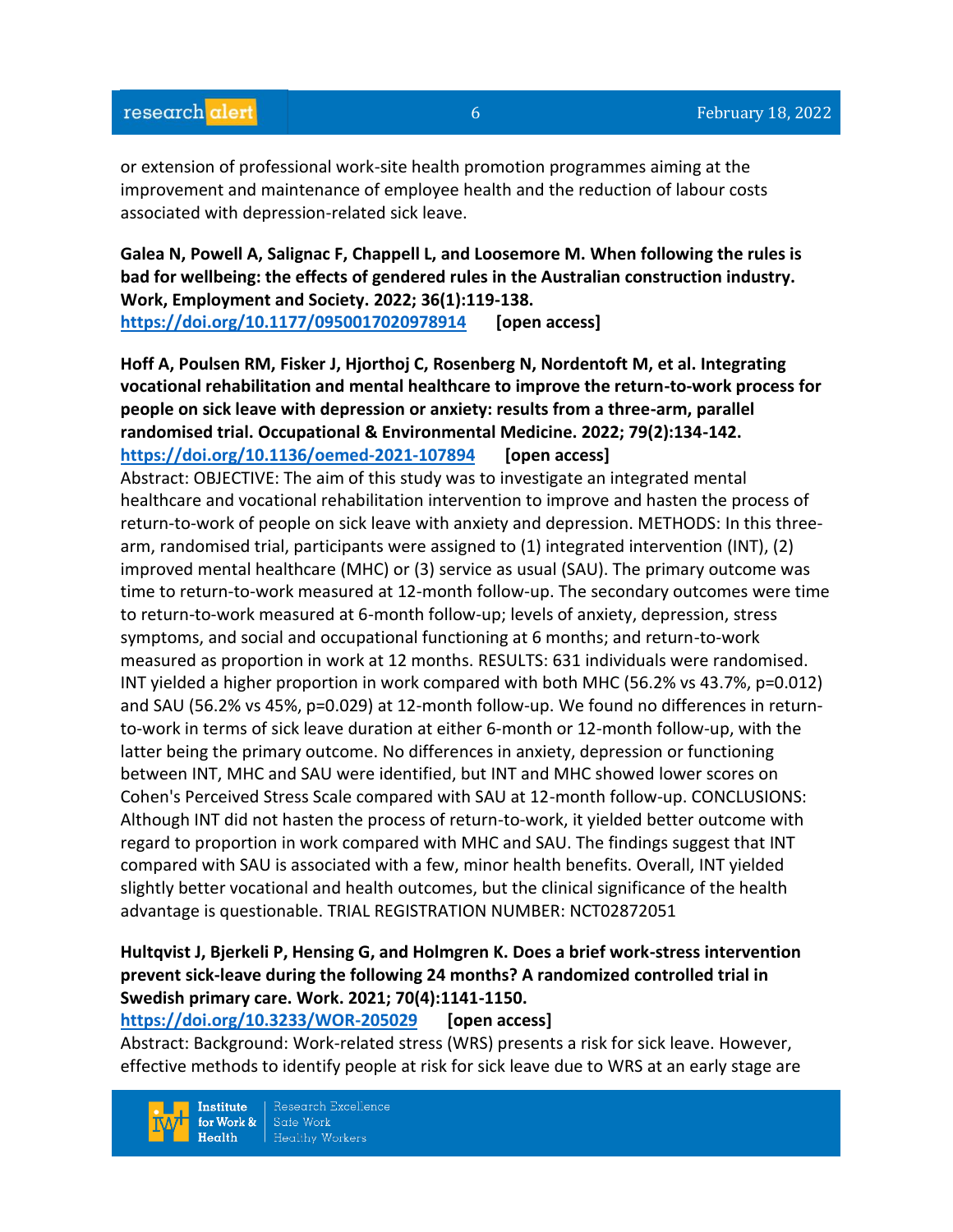or extension of professional work-site health promotion programmes aiming at the improvement and maintenance of employee health and the reduction of labour costs associated with depression-related sick leave.

**Galea N, Powell A, Salignac F, Chappell L, and Loosemore M. When following the rules is bad for wellbeing: the effects of gendered rules in the Australian construction industry. Work, Employment and Society. 2022; 36(1):119-138.**
**https://doi.org/10.1177/0950017020978914 [open access]**

**Hoff A, Poulsen RM, Fisker J, Hjorthoj C, Rosenberg N, Nordentoft M, et al. Integrating vocational rehabilitation and mental healthcare to improve the return-to-work process for people on sick leave with depression or anxiety: results from a three-arm, parallel randomised trial. Occupational & Environmental Medicine. 2022; 79(2):134-142.**
**https://doi.org/10.1136/oemed-2021-107894 [open access]**
Abstract: OBJECTIVE: The aim of this study was to investigate an integrated mental healthcare and vocational rehabilitation intervention to improve and hasten the process of return-to-work of people on sick leave with anxiety and depression. METHODS: In this three-arm, randomised trial, participants were assigned to (1) integrated intervention (INT), (2) improved mental healthcare (MHC) or (3) service as usual (SAU). The primary outcome was time to return-to-work measured at 12-month follow-up. The secondary outcomes were time to return-to-work measured at 6-month follow-up; levels of anxiety, depression, stress symptoms, and social and occupational functioning at 6 months; and return-to-work measured as proportion in work at 12 months. RESULTS: 631 individuals were randomised. INT yielded a higher proportion in work compared with both MHC (56.2% vs 43.7%, p=0.012) and SAU (56.2% vs 45%, p=0.029) at 12-month follow-up. We found no differences in return-to-work in terms of sick leave duration at either 6-month or 12-month follow-up, with the latter being the primary outcome. No differences in anxiety, depression or functioning between INT, MHC and SAU were identified, but INT and MHC showed lower scores on Cohen's Perceived Stress Scale compared with SAU at 12-month follow-up. CONCLUSIONS: Although INT did not hasten the process of return-to-work, it yielded better outcome with regard to proportion in work compared with MHC and SAU. The findings suggest that INT compared with SAU is associated with a few, minor health benefits. Overall, INT yielded slightly better vocational and health outcomes, but the clinical significance of the health advantage is questionable. TRIAL REGISTRATION NUMBER: NCT02872051

**Hultqvist J, Bjerkeli P, Hensing G, and Holmgren K. Does a brief work-stress intervention prevent sick-leave during the following 24 months? A randomized controlled trial in Swedish primary care. Work. 2021; 70(4):1141-1150.**
**https://doi.org/10.3233/WOR-205029 [open access]**
Abstract: Background: Work-related stress (WRS) presents a risk for sick leave. However, effective methods to identify people at risk for sick leave due to WRS at an early stage are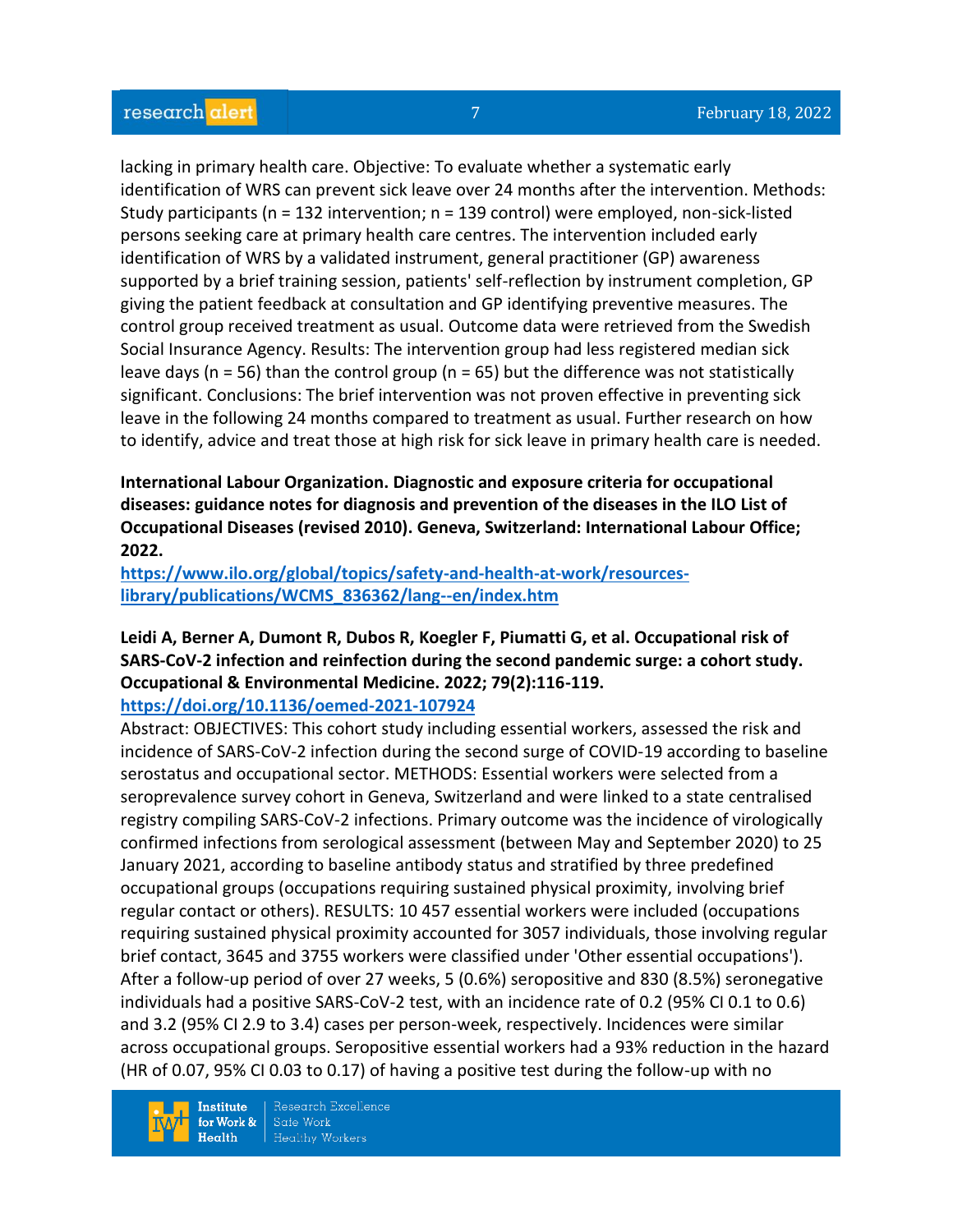lacking in primary health care. Objective: To evaluate whether a systematic early identification of WRS can prevent sick leave over 24 months after the intervention. Methods: Study participants (n = 132 intervention; n = 139 control) were employed, non-sick-listed persons seeking care at primary health care centres. The intervention included early identification of WRS by a validated instrument, general practitioner (GP) awareness supported by a brief training session, patients' self-reflection by instrument completion, GP giving the patient feedback at consultation and GP identifying preventive measures. The control group received treatment as usual. Outcome data were retrieved from the Swedish Social Insurance Agency. Results: The intervention group had less registered median sick leave days (n = 56) than the control group (n = 65) but the difference was not statistically significant. Conclusions: The brief intervention was not proven effective in preventing sick leave in the following 24 months compared to treatment as usual. Further research on how to identify, advice and treat those at high risk for sick leave in primary health care is needed.

**International Labour Organization. Diagnostic and exposure criteria for occupational diseases: guidance notes for diagnosis and prevention of the diseases in the ILO List of Occupational Diseases (revised 2010). Geneva, Switzerland: International Labour Office; 2022.**
https://www.ilo.org/global/topics/safety-and-health-at-work/resources-library/publications/WCMS_836362/lang--en/index.htm

**Leidi A, Berner A, Dumont R, Dubos R, Koegler F, Piumatti G, et al. Occupational risk of SARS-CoV-2 infection and reinfection during the second pandemic surge: a cohort study. Occupational & Environmental Medicine. 2022; 79(2):116-119.**
https://doi.org/10.1136/oemed-2021-107924

Abstract: OBJECTIVES: This cohort study including essential workers, assessed the risk and incidence of SARS-CoV-2 infection during the second surge of COVID-19 according to baseline serostatus and occupational sector. METHODS: Essential workers were selected from a seroprevalence survey cohort in Geneva, Switzerland and were linked to a state centralised registry compiling SARS-CoV-2 infections. Primary outcome was the incidence of virologically confirmed infections from serological assessment (between May and September 2020) to 25 January 2021, according to baseline antibody status and stratified by three predefined occupational groups (occupations requiring sustained physical proximity, involving brief regular contact or others). RESULTS: 10 457 essential workers were included (occupations requiring sustained physical proximity accounted for 3057 individuals, those involving regular brief contact, 3645 and 3755 workers were classified under 'Other essential occupations'). After a follow-up period of over 27 weeks, 5 (0.6%) seropositive and 830 (8.5%) seronegative individuals had a positive SARS-CoV-2 test, with an incidence rate of 0.2 (95% CI 0.1 to 0.6) and 3.2 (95% CI 2.9 to 3.4) cases per person-week, respectively. Incidences were similar across occupational groups. Seropositive essential workers had a 93% reduction in the hazard (HR of 0.07, 95% CI 0.03 to 0.17) of having a positive test during the follow-up with no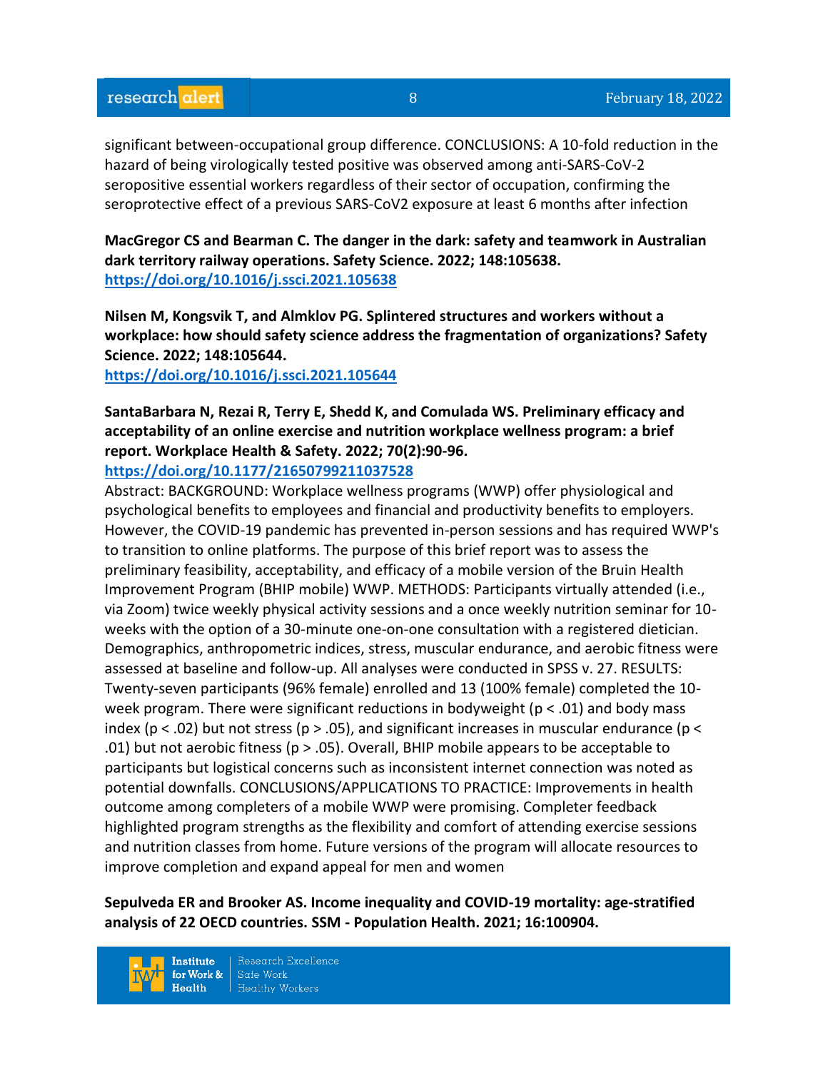significant between-occupational group difference. CONCLUSIONS: A 10-fold reduction in the hazard of being virologically tested positive was observed among anti-SARS-CoV-2 seropositive essential workers regardless of their sector of occupation, confirming the seroprotective effect of a previous SARS-CoV2 exposure at least 6 months after infection

**MacGregor CS and Bearman C. The danger in the dark: safety and teamwork in Australian dark territory railway operations. Safety Science. 2022; 148:105638.**
**https://doi.org/10.1016/j.ssci.2021.105638**

**Nilsen M, Kongsvik T, and Almklov PG. Splintered structures and workers without a workplace: how should safety science address the fragmentation of organizations? Safety Science. 2022; 148:105644.**
**https://doi.org/10.1016/j.ssci.2021.105644**

**SantaBarbara N, Rezai R, Terry E, Shedd K, and Comulada WS. Preliminary efficacy and acceptability of an online exercise and nutrition workplace wellness program: a brief report. Workplace Health & Safety. 2022; 70(2):90-96.**
**https://doi.org/10.1177/21650799211037528**
Abstract: BACKGROUND: Workplace wellness programs (WWP) offer physiological and psychological benefits to employees and financial and productivity benefits to employers. However, the COVID-19 pandemic has prevented in-person sessions and has required WWP's to transition to online platforms. The purpose of this brief report was to assess the preliminary feasibility, acceptability, and efficacy of a mobile version of the Bruin Health Improvement Program (BHIP mobile) WWP. METHODS: Participants virtually attended (i.e., via Zoom) twice weekly physical activity sessions and a once weekly nutrition seminar for 10-weeks with the option of a 30-minute one-on-one consultation with a registered dietician. Demographics, anthropometric indices, stress, muscular endurance, and aerobic fitness were assessed at baseline and follow-up. All analyses were conducted in SPSS v. 27. RESULTS: Twenty-seven participants (96% female) enrolled and 13 (100% female) completed the 10-week program. There were significant reductions in bodyweight ($p < .01$) and body mass index ($p < .02$) but not stress ($p > .05$), and significant increases in muscular endurance ($p < .01$) but not aerobic fitness ($p > .05$). Overall, BHIP mobile appears to be acceptable to participants but logistical concerns such as inconsistent internet connection was noted as potential downfalls. CONCLUSIONS/APPLICATIONS TO PRACTICE: Improvements in health outcome among completers of a mobile WWP were promising. Completer feedback highlighted program strengths as the flexibility and comfort of attending exercise sessions and nutrition classes from home. Future versions of the program will allocate resources to improve completion and expand appeal for men and women

**Sepulveda ER and Brooker AS. Income inequality and COVID-19 mortality: age-stratified analysis of 22 OECD countries. SSM - Population Health. 2021; 16:100904.**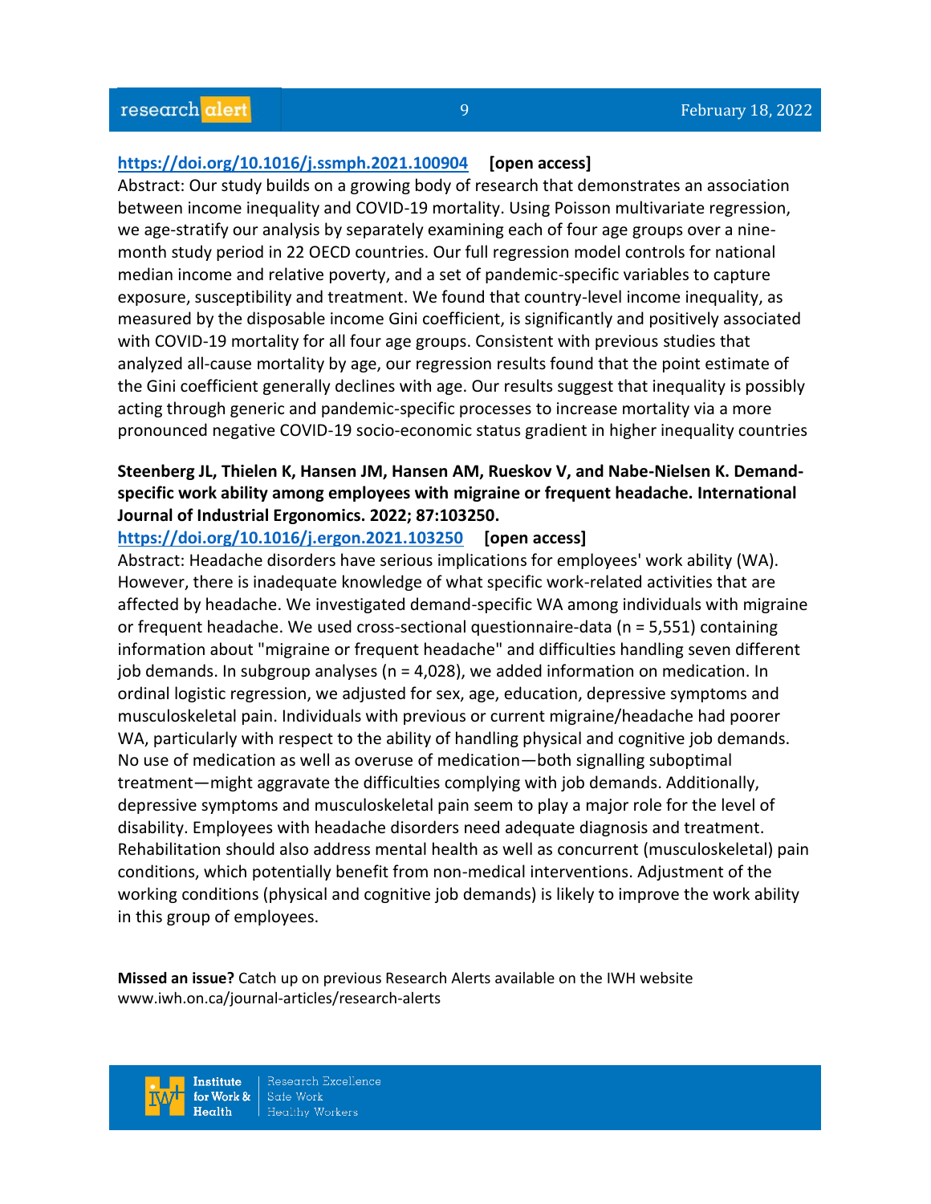https://doi.org/10.1016/j.ssmph.2021.100904 **[open access]**

Abstract: Our study builds on a growing body of research that demonstrates an association between income inequality and COVID-19 mortality. Using Poisson multivariate regression, we age-stratify our analysis by separately examining each of four age groups over a nine-month study period in 22 OECD countries. Our full regression model controls for national median income and relative poverty, and a set of pandemic-specific variables to capture exposure, susceptibility and treatment. We found that country-level income inequality, as measured by the disposable income Gini coefficient, is significantly and positively associated with COVID-19 mortality for all four age groups. Consistent with previous studies that analyzed all-cause mortality by age, our regression results found that the point estimate of the Gini coefficient generally declines with age. Our results suggest that inequality is possibly acting through generic and pandemic-specific processes to increase mortality via a more pronounced negative COVID-19 socio-economic status gradient in higher inequality countries

**Steenberg JL, Thielen K, Hansen JM, Hansen AM, Rueskov V, and Nabe-Nielsen K. Demand-specific work ability among employees with migraine or frequent headache. International Journal of Industrial Ergonomics. 2022; 87:103250.**

https://doi.org/10.1016/j.ergon.2021.103250 **[open access]**

Abstract: Headache disorders have serious implications for employees' work ability (WA). However, there is inadequate knowledge of what specific work-related activities that are affected by headache. We investigated demand-specific WA among individuals with migraine or frequent headache. We used cross-sectional questionnaire-data (n = 5,551) containing information about "migraine or frequent headache" and difficulties handling seven different job demands. In subgroup analyses (n = 4,028), we added information on medication. In ordinal logistic regression, we adjusted for sex, age, education, depressive symptoms and musculoskeletal pain. Individuals with previous or current migraine/headache had poorer WA, particularly with respect to the ability of handling physical and cognitive job demands. No use of medication as well as overuse of medication—both signalling suboptimal treatment—might aggravate the difficulties complying with job demands. Additionally, depressive symptoms and musculoskeletal pain seem to play a major role for the level of disability. Employees with headache disorders need adequate diagnosis and treatment. Rehabilitation should also address mental health as well as concurrent (musculoskeletal) pain conditions, which potentially benefit from non-medical interventions. Adjustment of the working conditions (physical and cognitive job demands) is likely to improve the work ability in this group of employees.

**Missed an issue?** Catch up on previous Research Alerts available on the IWH website www.iwh.on.ca/journal-articles/research-alerts